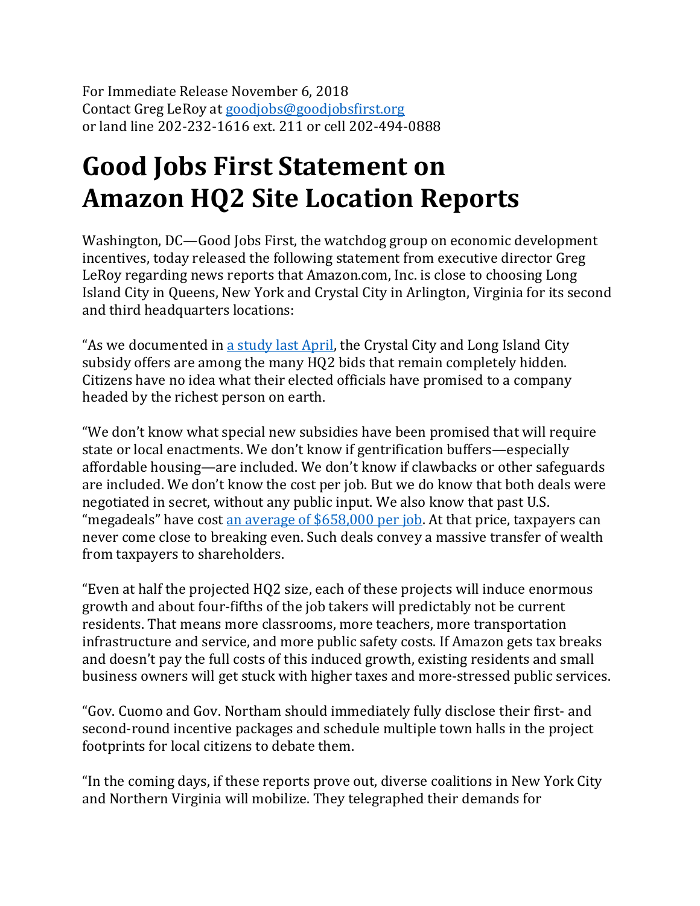For Immediate Release November 6, 2018
Contact Greg LeRoy at goodjobs@goodjobsfirst.org
or land line 202-232-1616 ext. 211 or cell 202-494-0888

# Good Jobs First Statement on Amazon HQ2 Site Location Reports

Washington, DC—Good Jobs First, the watchdog group on economic development incentives, today released the following statement from executive director Greg LeRoy regarding news reports that Amazon.com, Inc. is close to choosing Long Island City in Queens, New York and Crystal City in Arlington, Virginia for its second and third headquarters locations:

"As we documented in a study last April, the Crystal City and Long Island City subsidy offers are among the many HQ2 bids that remain completely hidden. Citizens have no idea what their elected officials have promised to a company headed by the richest person on earth.

"We don't know what special new subsidies have been promised that will require state or local enactments. We don't know if gentrification buffers—especially affordable housing—are included. We don't know if clawbacks or other safeguards are included. We don't know the cost per job. But we do know that both deals were negotiated in secret, without any public input. We also know that past U.S. "megadeals" have cost an average of $658,000 per job. At that price, taxpayers can never come close to breaking even. Such deals convey a massive transfer of wealth from taxpayers to shareholders.

"Even at half the projected HQ2 size, each of these projects will induce enormous growth and about four-fifths of the job takers will predictably not be current residents. That means more classrooms, more teachers, more transportation infrastructure and service, and more public safety costs. If Amazon gets tax breaks and doesn't pay the full costs of this induced growth, existing residents and small business owners will get stuck with higher taxes and more-stressed public services.

"Gov. Cuomo and Gov. Northam should immediately fully disclose their first- and second-round incentive packages and schedule multiple town halls in the project footprints for local citizens to debate them.

"In the coming days, if these reports prove out, diverse coalitions in New York City and Northern Virginia will mobilize. They telegraphed their demands for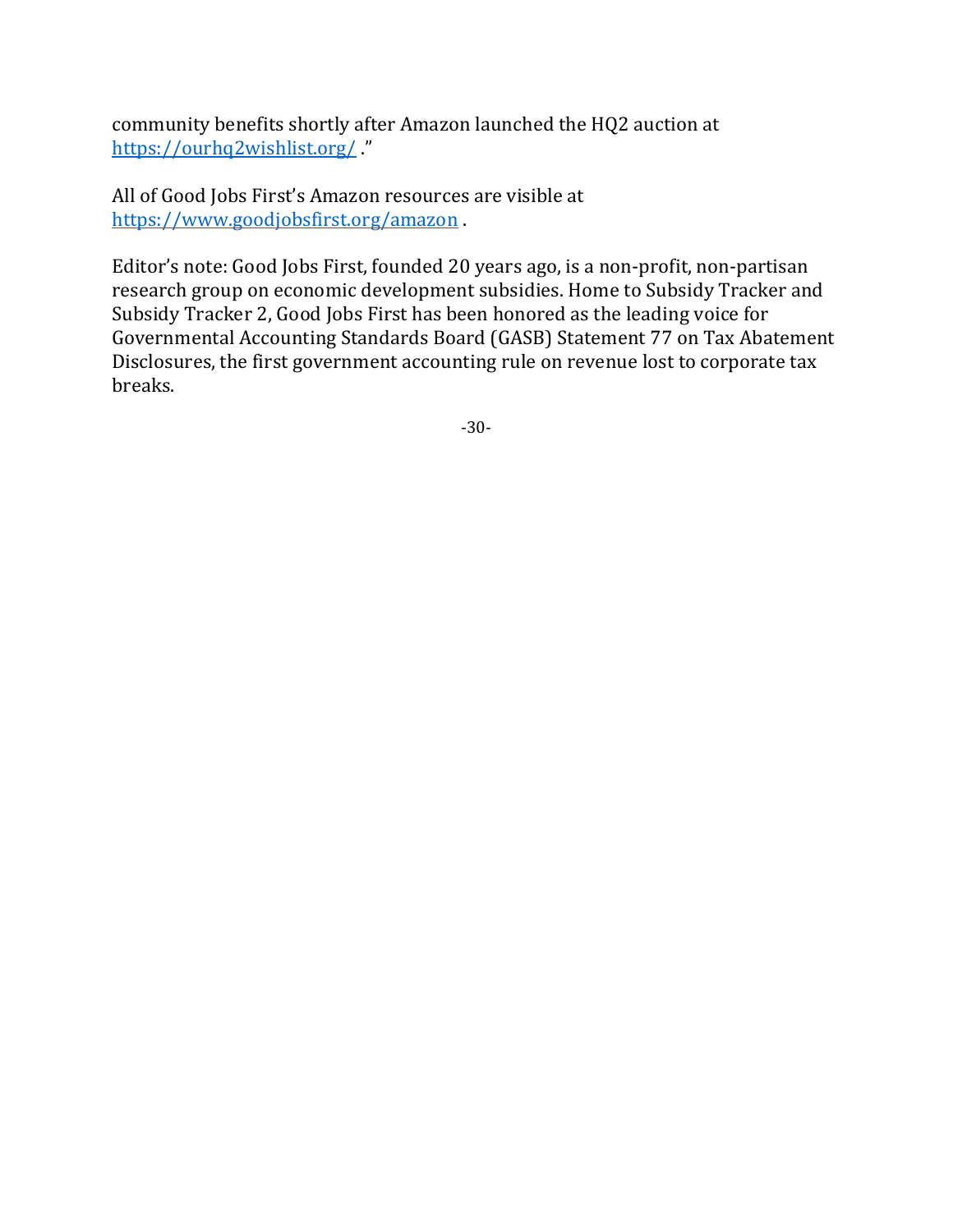community benefits shortly after Amazon launched the HQ2 auction at https://ourhq2wishlist.org/ ."

All of Good Jobs First's Amazon resources are visible at https://www.goodjobsfirst.org/amazon .

Editor's note: Good Jobs First, founded 20 years ago, is a non-profit, non-partisan research group on economic development subsidies. Home to Subsidy Tracker and Subsidy Tracker 2, Good Jobs First has been honored as the leading voice for Governmental Accounting Standards Board (GASB) Statement 77 on Tax Abatement Disclosures, the first government accounting rule on revenue lost to corporate tax breaks.

-30-